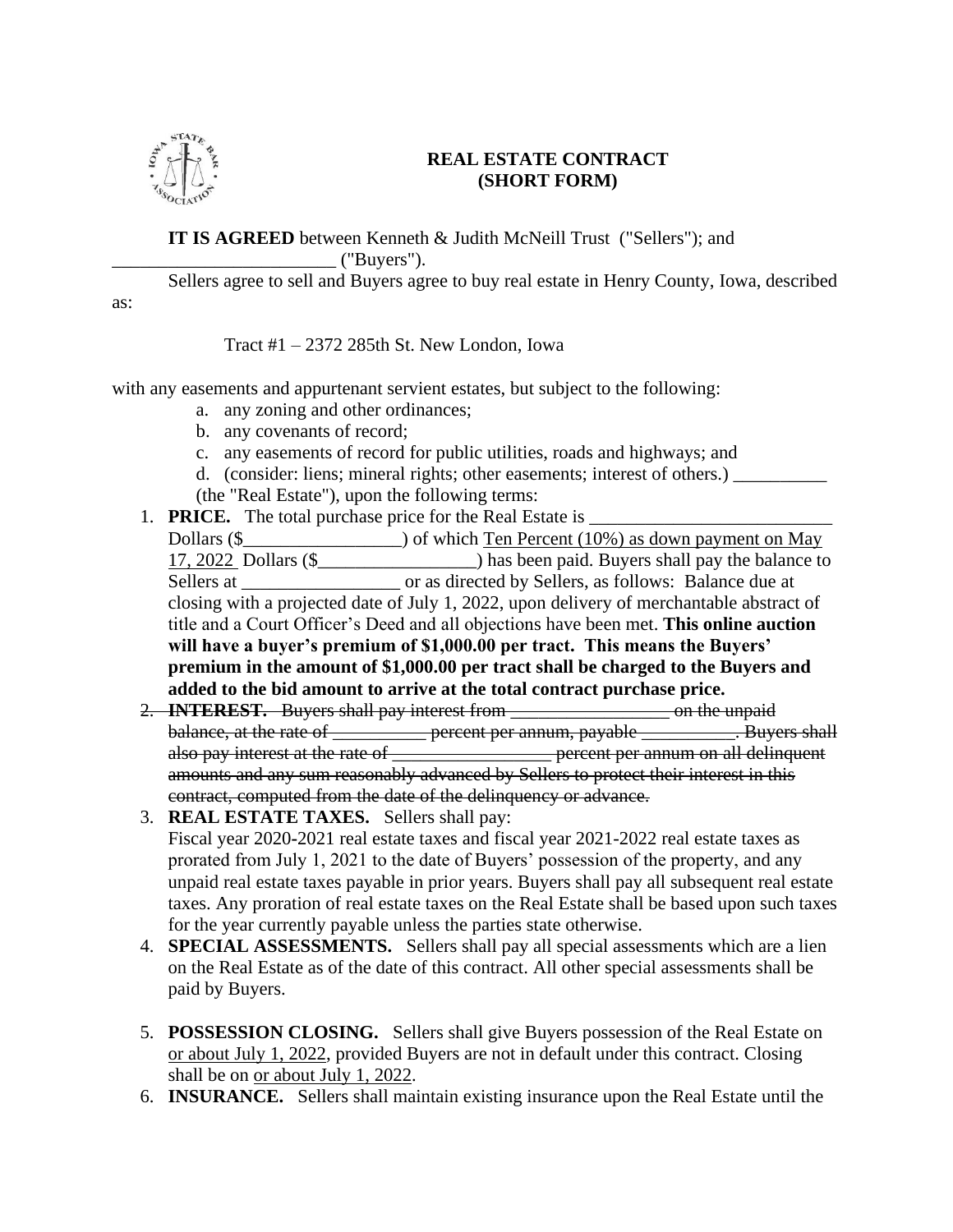# REAL ESTATE CONTRACT
# (SHORT FORM)

**IT IS AGREED** between Kenneth & Judith McNeill Trust ("Sellers"); and ________________________ ("Buyers").

Sellers agree to sell and Buyers agree to buy real estate in Henry County, Iowa, described as:

Tract #1 – 2372 285th St. New London, Iowa

with any easements and appurtenant servient estates, but subject to the following:

a. any zoning and other ordinances;
b. any covenants of record;
c. any easements of record for public utilities, roads and highways; and
d. (consider: liens; mineral rights; other easements; interest of others.) __________ (the "Real Estate"), upon the following terms:

1. **PRICE.** The total purchase price for the Real Estate is __________________________ Dollars ($_________________) of which Ten Percent (10%) as down payment on May 17, 2022 Dollars ($_________________) has been paid. Buyers shall pay the balance to Sellers at _________________ or as directed by Sellers, as follows: Balance due at closing with a projected date of July 1, 2022, upon delivery of merchantable abstract of title and a Court Officer's Deed and all objections have been met. **This online auction will have a buyer's premium of $1,000.00 per tract. This means the Buyers' premium in the amount of $1,000.00 per tract shall be charged to the Buyers and added to the bid amount to arrive at the total contract purchase price.**
2. ~~**INTEREST.** Buyers shall pay interest from _________________ on the unpaid balance, at the rate of __________ percent per annum, payable __________. Buyers shall also pay interest at the rate of _________________ percent per annum on all delinquent amounts and any sum reasonably advanced by Sellers to protect their interest in this contract, computed from the date of the delinquency or advance.~~
3. **REAL ESTATE TAXES.** Sellers shall pay:
   Fiscal year 2020-2021 real estate taxes and fiscal year 2021-2022 real estate taxes as prorated from July 1, 2021 to the date of Buyers' possession of the property, and any unpaid real estate taxes payable in prior years. Buyers shall pay all subsequent real estate taxes. Any proration of real estate taxes on the Real Estate shall be based upon such taxes for the year currently payable unless the parties state otherwise.
4. **SPECIAL ASSESSMENTS.** Sellers shall pay all special assessments which are a lien on the Real Estate as of the date of this contract. All other special assessments shall be paid by Buyers.
5. **POSSESSION CLOSING.** Sellers shall give Buyers possession of the Real Estate on or about July 1, 2022, provided Buyers are not in default under this contract. Closing shall be on or about July 1, 2022.
6. **INSURANCE.** Sellers shall maintain existing insurance upon the Real Estate until the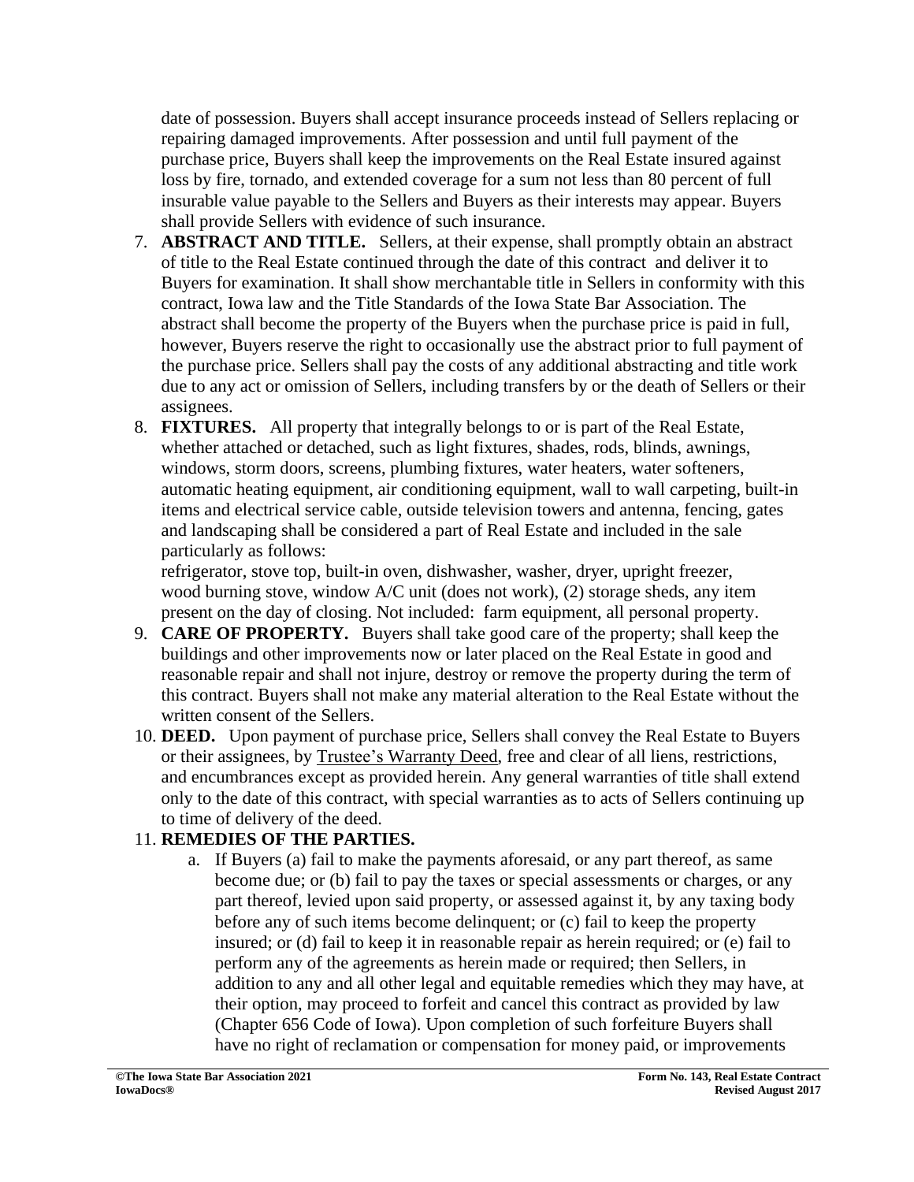date of possession. Buyers shall accept insurance proceeds instead of Sellers replacing or repairing damaged improvements. After possession and until full payment of the purchase price, Buyers shall keep the improvements on the Real Estate insured against loss by fire, tornado, and extended coverage for a sum not less than 80 percent of full insurable value payable to the Sellers and Buyers as their interests may appear. Buyers shall provide Sellers with evidence of such insurance.

7. **ABSTRACT AND TITLE.** Sellers, at their expense, shall promptly obtain an abstract of title to the Real Estate continued through the date of this contract and deliver it to Buyers for examination. It shall show merchantable title in Sellers in conformity with this contract, Iowa law and the Title Standards of the Iowa State Bar Association. The abstract shall become the property of the Buyers when the purchase price is paid in full, however, Buyers reserve the right to occasionally use the abstract prior to full payment of the purchase price. Sellers shall pay the costs of any additional abstracting and title work due to any act or omission of Sellers, including transfers by or the death of Sellers or their assignees.
8. **FIXTURES.** All property that integrally belongs to or is part of the Real Estate, whether attached or detached, such as light fixtures, shades, rods, blinds, awnings, windows, storm doors, screens, plumbing fixtures, water heaters, water softeners, automatic heating equipment, air conditioning equipment, wall to wall carpeting, built-in items and electrical service cable, outside television towers and antenna, fencing, gates and landscaping shall be considered a part of Real Estate and included in the sale particularly as follows:
   refrigerator, stove top, built-in oven, dishwasher, washer, dryer, upright freezer, wood burning stove, window A/C unit (does not work), (2) storage sheds, any item present on the day of closing. Not included: farm equipment, all personal property.
9. **CARE OF PROPERTY.** Buyers shall take good care of the property; shall keep the buildings and other improvements now or later placed on the Real Estate in good and reasonable repair and shall not injure, destroy or remove the property during the term of this contract. Buyers shall not make any material alteration to the Real Estate without the written consent of the Sellers.
10. **DEED.** Upon payment of purchase price, Sellers shall convey the Real Estate to Buyers or their assignees, by <u>Trustee's Warranty Deed</u>, free and clear of all liens, restrictions, and encumbrances except as provided herein. Any general warranties of title shall extend only to the date of this contract, with special warranties as to acts of Sellers continuing up to time of delivery of the deed.
11. **REMEDIES OF THE PARTIES.**
    a. If Buyers (a) fail to make the payments aforesaid, or any part thereof, as same become due; or (b) fail to pay the taxes or special assessments or charges, or any part thereof, levied upon said property, or assessed against it, by any taxing body before any of such items become delinquent; or (c) fail to keep the property insured; or (d) fail to keep it in reasonable repair as herein required; or (e) fail to perform any of the agreements as herein made or required; then Sellers, in addition to any and all other legal and equitable remedies which they may have, at their option, may proceed to forfeit and cancel this contract as provided by law (Chapter 656 Code of Iowa). Upon completion of such forfeiture Buyers shall have no right of reclamation or compensation for money paid, or improvements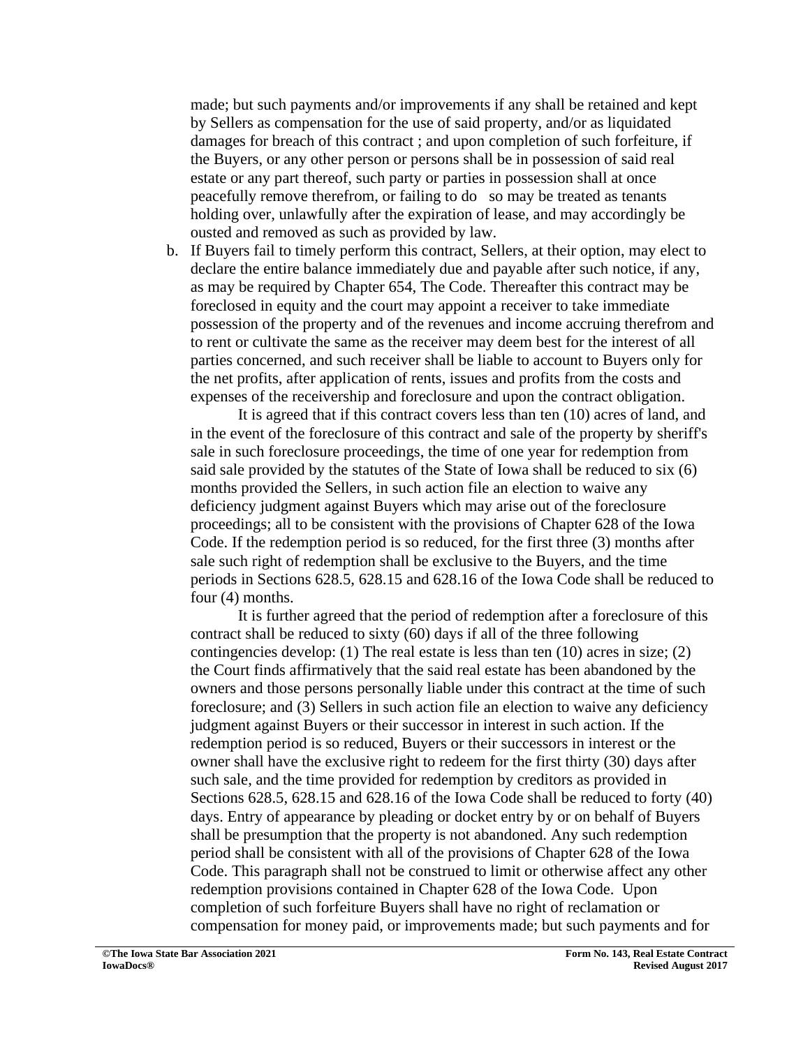made; but such payments and/or improvements if any shall be retained and kept by Sellers as compensation for the use of said property, and/or as liquidated damages for breach of this contract ; and upon completion of such forfeiture, if the Buyers, or any other person or persons shall be in possession of said real estate or any part thereof, such party or parties in possession shall at once peacefully remove therefrom, or failing to do so may be treated as tenants holding over, unlawfully after the expiration of lease, and may accordingly be ousted and removed as such as provided by law.

b. If Buyers fail to timely perform this contract, Sellers, at their option, may elect to declare the entire balance immediately due and payable after such notice, if any, as may be required by Chapter 654, The Code. Thereafter this contract may be foreclosed in equity and the court may appoint a receiver to take immediate possession of the property and of the revenues and income accruing therefrom and to rent or cultivate the same as the receiver may deem best for the interest of all parties concerned, and such receiver shall be liable to account to Buyers only for the net profits, after application of rents, issues and profits from the costs and expenses of the receivership and foreclosure and upon the contract obligation.

   It is agreed that if this contract covers less than ten (10) acres of land, and in the event of the foreclosure of this contract and sale of the property by sheriff's sale in such foreclosure proceedings, the time of one year for redemption from said sale provided by the statutes of the State of Iowa shall be reduced to six (6) months provided the Sellers, in such action file an election to waive any deficiency judgment against Buyers which may arise out of the foreclosure proceedings; all to be consistent with the provisions of Chapter 628 of the Iowa Code. If the redemption period is so reduced, for the first three (3) months after sale such right of redemption shall be exclusive to the Buyers, and the time periods in Sections 628.5, 628.15 and 628.16 of the Iowa Code shall be reduced to four (4) months.

   It is further agreed that the period of redemption after a foreclosure of this contract shall be reduced to sixty (60) days if all of the three following contingencies develop: (1) The real estate is less than ten (10) acres in size; (2) the Court finds affirmatively that the said real estate has been abandoned by the owners and those persons personally liable under this contract at the time of such foreclosure; and (3) Sellers in such action file an election to waive any deficiency judgment against Buyers or their successor in interest in such action. If the redemption period is so reduced, Buyers or their successors in interest or the owner shall have the exclusive right to redeem for the first thirty (30) days after such sale, and the time provided for redemption by creditors as provided in Sections 628.5, 628.15 and 628.16 of the Iowa Code shall be reduced to forty (40) days. Entry of appearance by pleading or docket entry by or on behalf of Buyers shall be presumption that the property is not abandoned. Any such redemption period shall be consistent with all of the provisions of Chapter 628 of the Iowa Code. This paragraph shall not be construed to limit or otherwise affect any other redemption provisions contained in Chapter 628 of the Iowa Code. Upon completion of such forfeiture Buyers shall have no right of reclamation or compensation for money paid, or improvements made; but such payments and for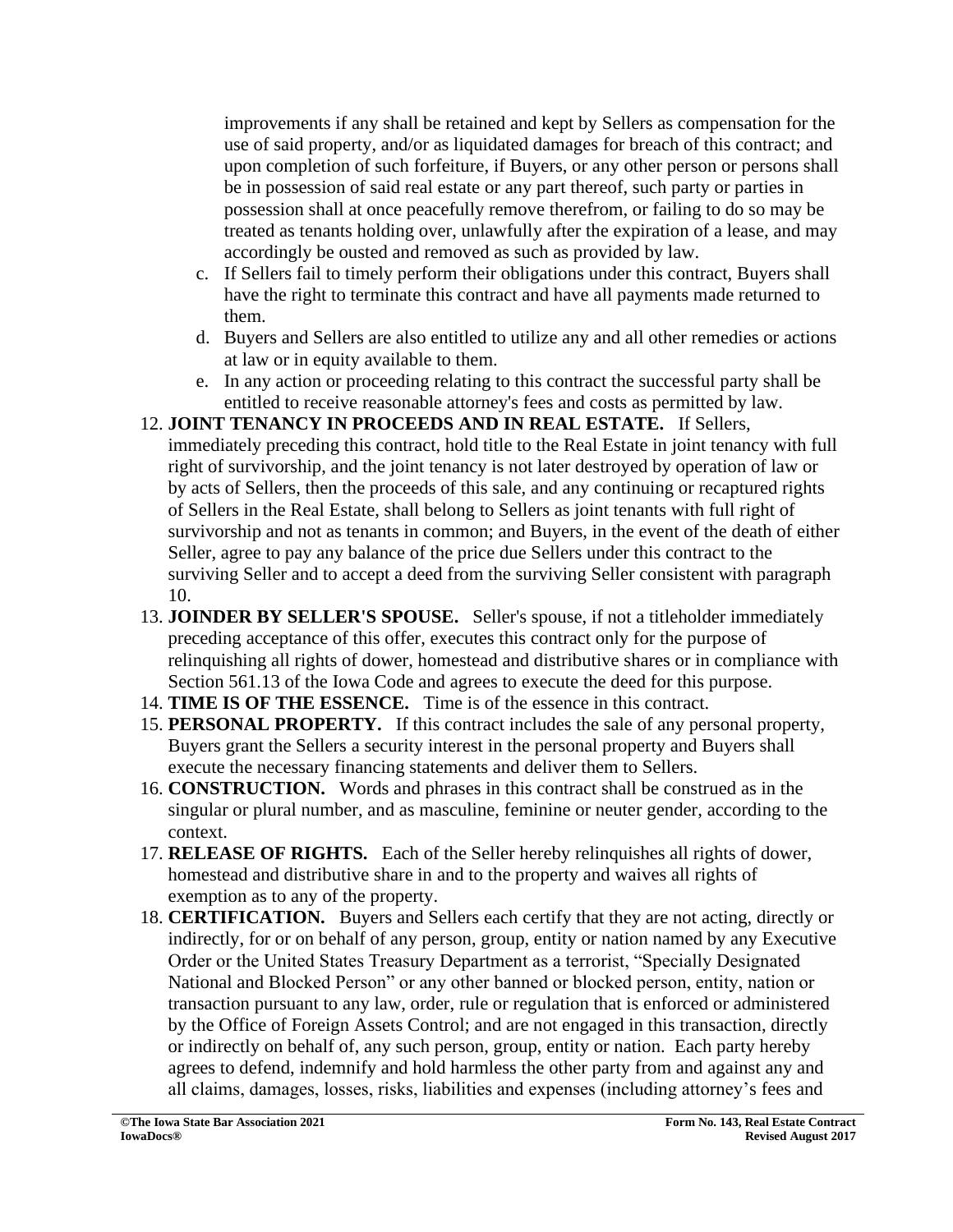improvements if any shall be retained and kept by Sellers as compensation for the use of said property, and/or as liquidated damages for breach of this contract; and upon completion of such forfeiture, if Buyers, or any other person or persons shall be in possession of said real estate or any part thereof, such party or parties in possession shall at once peacefully remove therefrom, or failing to do so may be treated as tenants holding over, unlawfully after the expiration of a lease, and may accordingly be ousted and removed as such as provided by law.

   c. If Sellers fail to timely perform their obligations under this contract, Buyers shall have the right to terminate this contract and have all payments made returned to them.
   d. Buyers and Sellers are also entitled to utilize any and all other remedies or actions at law or in equity available to them.
   e. In any action or proceeding relating to this contract the successful party shall be entitled to receive reasonable attorney's fees and costs as permitted by law.

12. **JOINT TENANCY IN PROCEEDS AND IN REAL ESTATE.** If Sellers, immediately preceding this contract, hold title to the Real Estate in joint tenancy with full right of survivorship, and the joint tenancy is not later destroyed by operation of law or by acts of Sellers, then the proceeds of this sale, and any continuing or recaptured rights of Sellers in the Real Estate, shall belong to Sellers as joint tenants with full right of survivorship and not as tenants in common; and Buyers, in the event of the death of either Seller, agree to pay any balance of the price due Sellers under this contract to the surviving Seller and to accept a deed from the surviving Seller consistent with paragraph 10.
13. **JOINDER BY SELLER'S SPOUSE.** Seller's spouse, if not a titleholder immediately preceding acceptance of this offer, executes this contract only for the purpose of relinquishing all rights of dower, homestead and distributive shares or in compliance with Section 561.13 of the Iowa Code and agrees to execute the deed for this purpose.
14. **TIME IS OF THE ESSENCE.** Time is of the essence in this contract.
15. **PERSONAL PROPERTY.** If this contract includes the sale of any personal property, Buyers grant the Sellers a security interest in the personal property and Buyers shall execute the necessary financing statements and deliver them to Sellers.
16. **CONSTRUCTION.** Words and phrases in this contract shall be construed as in the singular or plural number, and as masculine, feminine or neuter gender, according to the context.
17. **RELEASE OF RIGHTS.** Each of the Seller hereby relinquishes all rights of dower, homestead and distributive share in and to the property and waives all rights of exemption as to any of the property.
18. **CERTIFICATION.** Buyers and Sellers each certify that they are not acting, directly or indirectly, for or on behalf of any person, group, entity or nation named by any Executive Order or the United States Treasury Department as a terrorist, "Specially Designated National and Blocked Person" or any other banned or blocked person, entity, nation or transaction pursuant to any law, order, rule or regulation that is enforced or administered by the Office of Foreign Assets Control; and are not engaged in this transaction, directly or indirectly on behalf of, any such person, group, entity or nation. Each party hereby agrees to defend, indemnify and hold harmless the other party from and against any and all claims, damages, losses, risks, liabilities and expenses (including attorney's fees and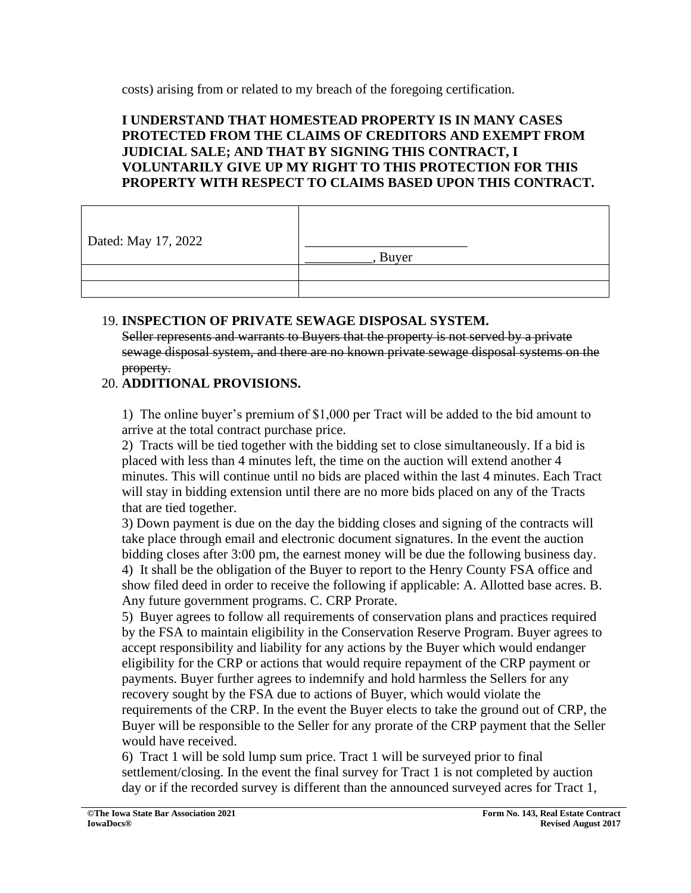costs) arising from or related to my breach of the foregoing certification.

**I UNDERSTAND THAT HOMESTEAD PROPERTY IS IN MANY CASES PROTECTED FROM THE CLAIMS OF CREDITORS AND EXEMPT FROM JUDICIAL SALE; AND THAT BY SIGNING THIS CONTRACT, I VOLUNTARILY GIVE UP MY RIGHT TO THIS PROTECTION FOR THIS PROPERTY WITH RESPECT TO CLAIMS BASED UPON THIS CONTRACT.**

| | |
|---|---|
| Dated: May 17, 2022 | ________________________ __________, Buyer |
| | |
| | |

19. **INSPECTION OF PRIVATE SEWAGE DISPOSAL SYSTEM.**
~~Seller represents and warrants to Buyers that the property is not served by a private sewage disposal system, and there are no known private sewage disposal systems on the property.~~

20. **ADDITIONAL PROVISIONS.**

1) The online buyer's premium of $1,000 per Tract will be added to the bid amount to arrive at the total contract purchase price.
2) Tracts will be tied together with the bidding set to close simultaneously. If a bid is placed with less than 4 minutes left, the time on the auction will extend another 4 minutes. This will continue until no bids are placed within the last 4 minutes. Each Tract will stay in bidding extension until there are no more bids placed on any of the Tracts that are tied together.
3) Down payment is due on the day the bidding closes and signing of the contracts will take place through email and electronic document signatures. In the event the auction bidding closes after 3:00 pm, the earnest money will be due the following business day.
4) It shall be the obligation of the Buyer to report to the Henry County FSA office and show filed deed in order to receive the following if applicable: A. Allotted base acres. B. Any future government programs. C. CRP Prorate.
5) Buyer agrees to follow all requirements of conservation plans and practices required by the FSA to maintain eligibility in the Conservation Reserve Program. Buyer agrees to accept responsibility and liability for any actions by the Buyer which would endanger eligibility for the CRP or actions that would require repayment of the CRP payment or payments. Buyer further agrees to indemnify and hold harmless the Sellers for any recovery sought by the FSA due to actions of Buyer, which would violate the requirements of the CRP. In the event the Buyer elects to take the ground out of CRP, the Buyer will be responsible to the Seller for any prorate of the CRP payment that the Seller would have received.
6) Tract 1 will be sold lump sum price. Tract 1 will be surveyed prior to final settlement/closing. In the event the final survey for Tract 1 is not completed by auction day or if the recorded survey is different than the announced surveyed acres for Tract 1,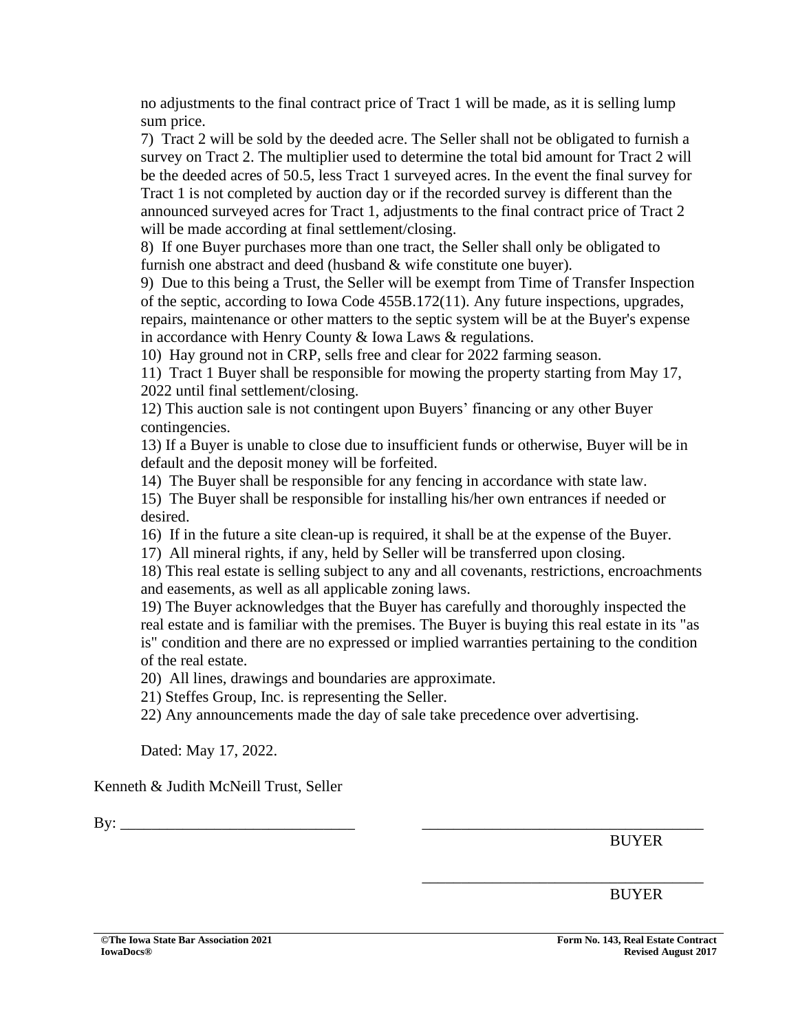no adjustments to the final contract price of Tract 1 will be made, as it is selling lump sum price.

7) Tract 2 will be sold by the deeded acre. The Seller shall not be obligated to furnish a survey on Tract 2. The multiplier used to determine the total bid amount for Tract 2 will be the deeded acres of 50.5, less Tract 1 surveyed acres. In the event the final survey for Tract 1 is not completed by auction day or if the recorded survey is different than the announced surveyed acres for Tract 1, adjustments to the final contract price of Tract 2 will be made according at final settlement/closing.

8) If one Buyer purchases more than one tract, the Seller shall only be obligated to furnish one abstract and deed (husband & wife constitute one buyer).

9) Due to this being a Trust, the Seller will be exempt from Time of Transfer Inspection of the septic, according to Iowa Code 455B.172(11). Any future inspections, upgrades, repairs, maintenance or other matters to the septic system will be at the Buyer's expense in accordance with Henry County & Iowa Laws & regulations.

10) Hay ground not in CRP, sells free and clear for 2022 farming season.

11) Tract 1 Buyer shall be responsible for mowing the property starting from May 17, 2022 until final settlement/closing.

12) This auction sale is not contingent upon Buyers' financing or any other Buyer contingencies.

13) If a Buyer is unable to close due to insufficient funds or otherwise, Buyer will be in default and the deposit money will be forfeited.

14) The Buyer shall be responsible for any fencing in accordance with state law.

15) The Buyer shall be responsible for installing his/her own entrances if needed or desired.

16) If in the future a site clean-up is required, it shall be at the expense of the Buyer.

17) All mineral rights, if any, held by Seller will be transferred upon closing.

18) This real estate is selling subject to any and all covenants, restrictions, encroachments and easements, as well as all applicable zoning laws.

19) The Buyer acknowledges that the Buyer has carefully and thoroughly inspected the real estate and is familiar with the premises. The Buyer is buying this real estate in its "as is" condition and there are no expressed or implied warranties pertaining to the condition of the real estate.

20) All lines, drawings and boundaries are approximate.

21) Steffes Group, Inc. is representing the Seller.

22) Any announcements made the day of sale take precedence over advertising.

Dated: May 17, 2022.

Kenneth & Judith McNeill Trust, Seller

By: ______________________________ ____________________________________
BUYER

____________________________________
BUYER

©The Iowa State Bar Association 2021
IowaDocs®

Form No. 143, Real Estate Contract
Revised August 2017